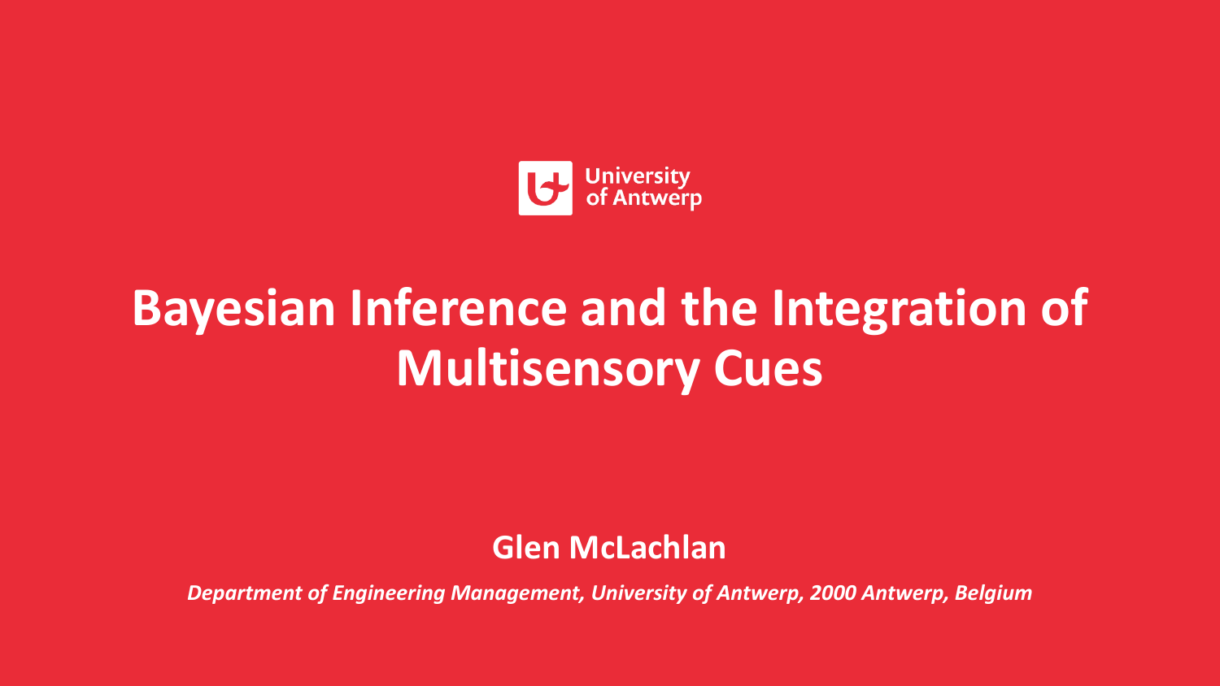University of Antwerp

# Bayesian Inference and the Integration of Multisensory Cues

**Glen McLachlan**

*Department of Engineering Management, University of Antwerp, 2000 Antwerp, Belgium*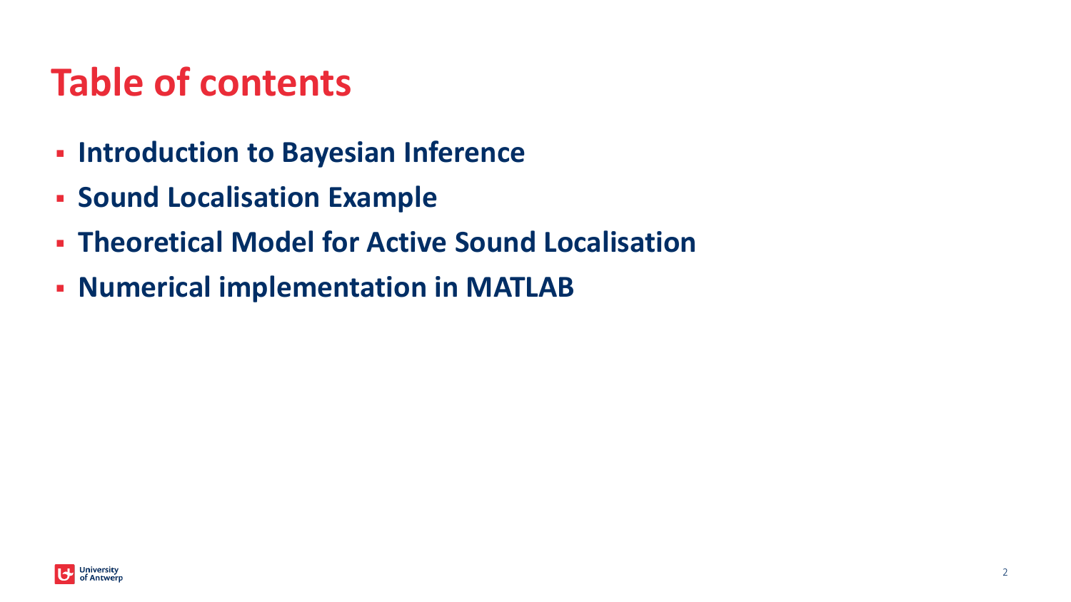# Table of contents

- **Introduction to Bayesian Inference**
- **Sound Localisation Example**
- **Theoretical Model for Active Sound Localisation**
- **Numerical implementation in MATLAB**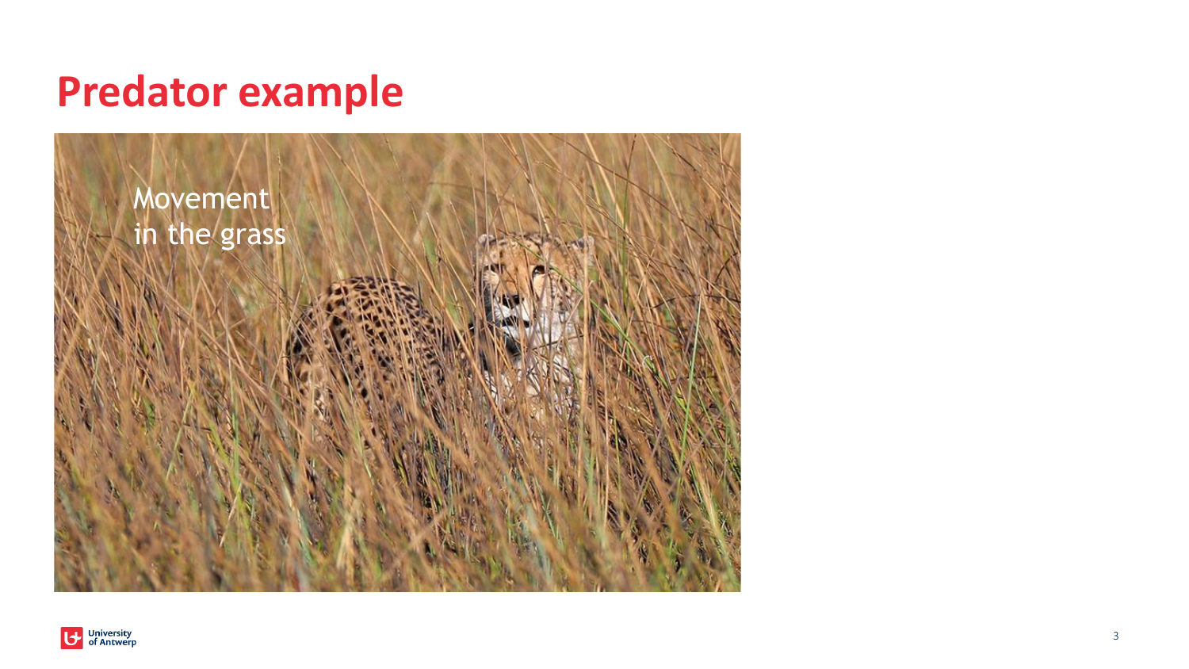# Predator example

Movement in the grass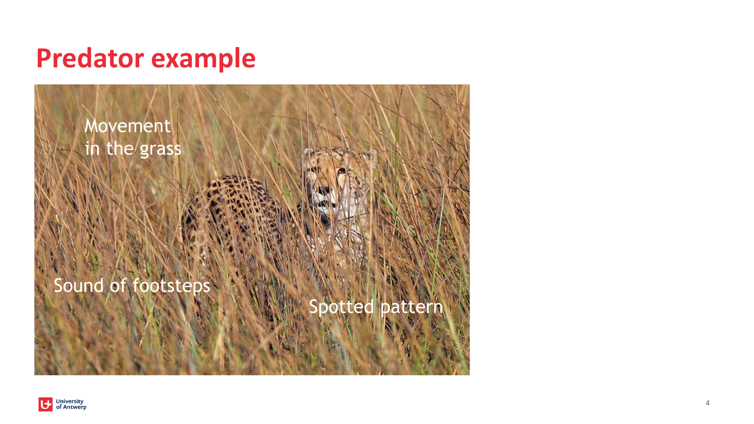# Predator example

Movement in the grass

Sound of footsteps

Spotted pattern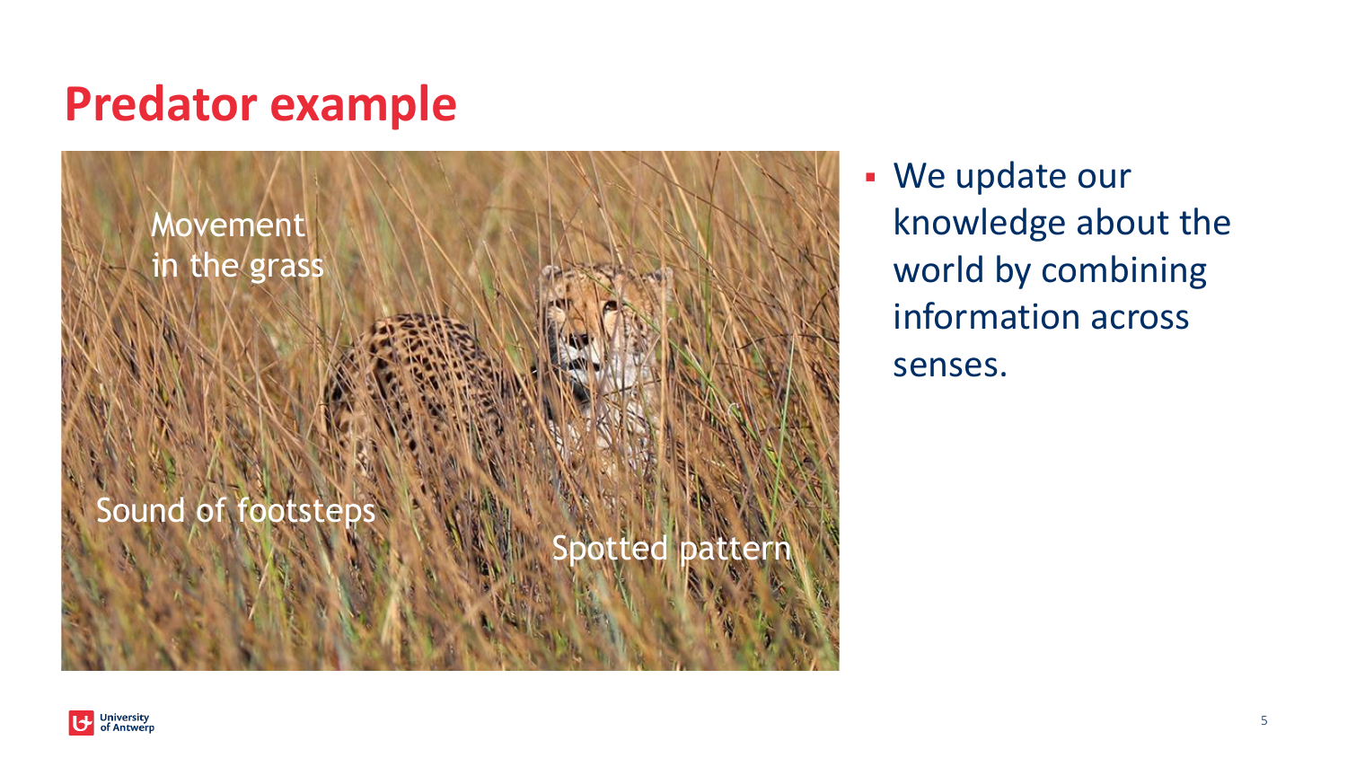# Predator example

Movement in the grass

Sound of footsteps

Spotted pattern

- We update our knowledge about the world by combining information across senses.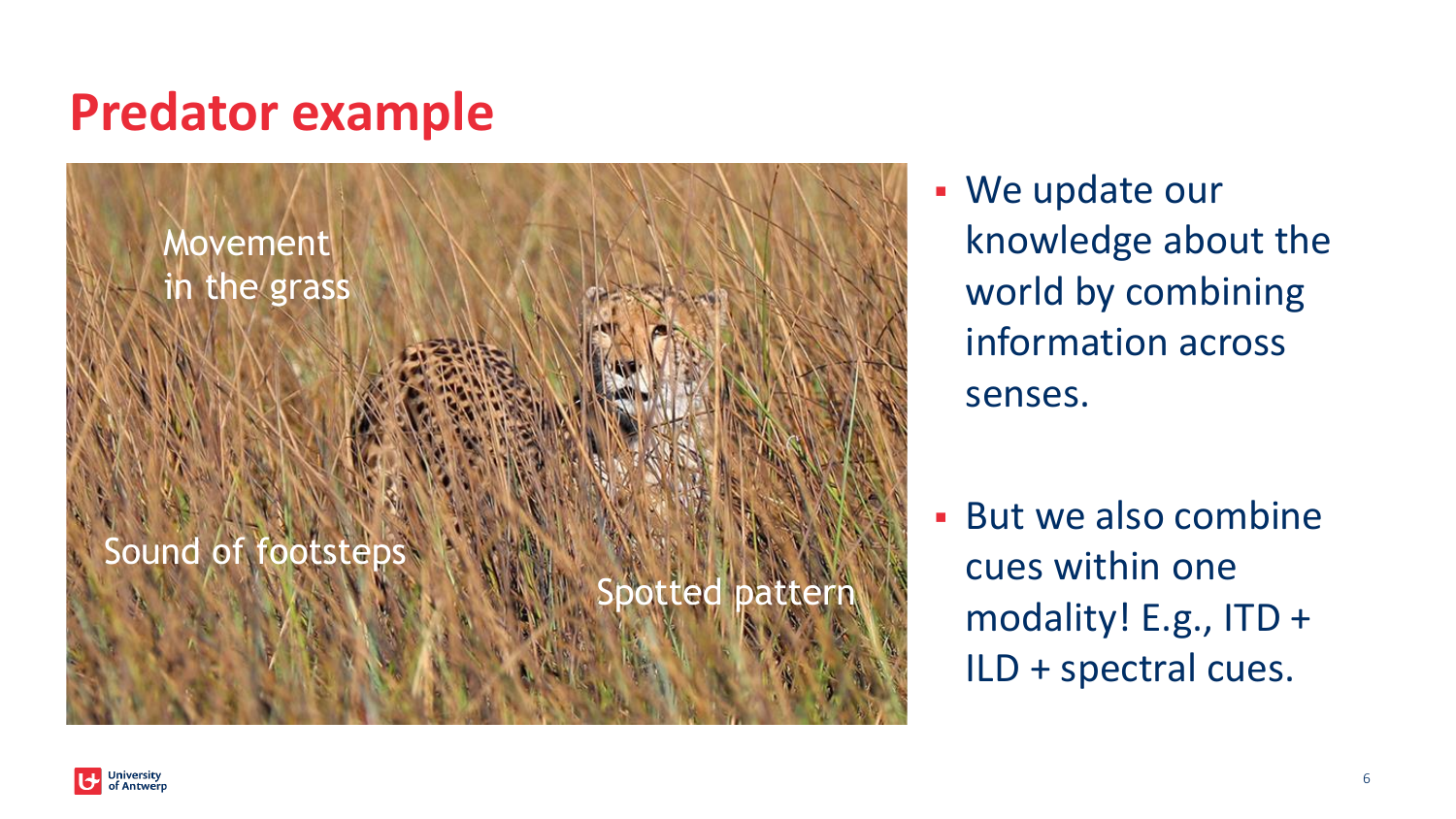# Predator example

Movement in the grass

Sound of footsteps

Spotted pattern

- We update our knowledge about the world by combining information across senses.
- But we also combine cues within one modality! E.g., ITD + ILD + spectral cues.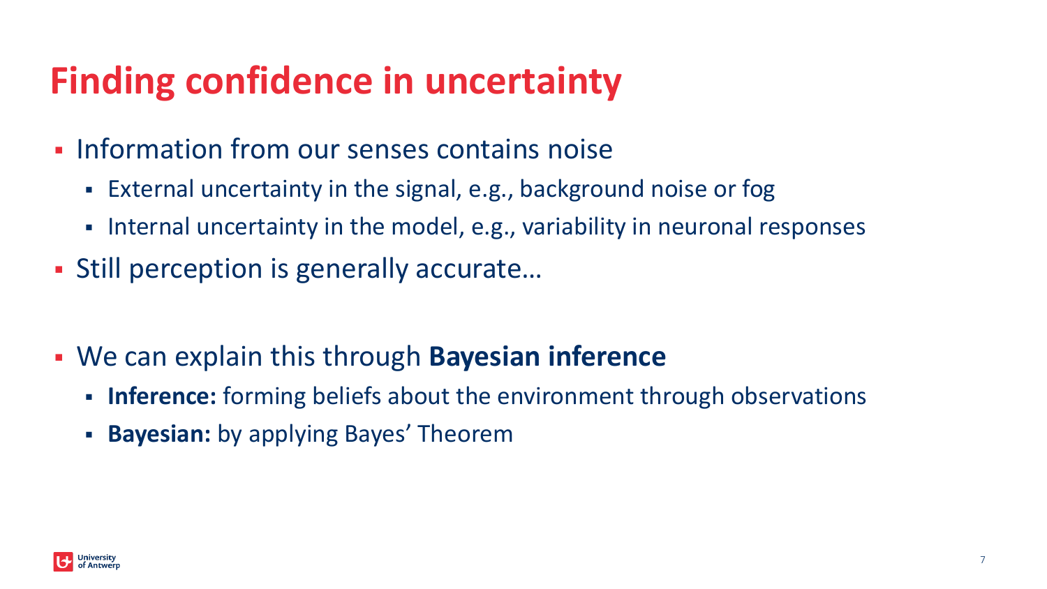# Finding confidence in uncertainty

- Information from our senses contains noise
  - External uncertainty in the signal, e.g., background noise or fog
  - Internal uncertainty in the model, e.g., variability in neuronal responses
- Still perception is generally accurate…

- We can explain this through **Bayesian inference**
  - **Inference:** forming beliefs about the environment through observations
  - **Bayesian:** by applying Bayes' Theorem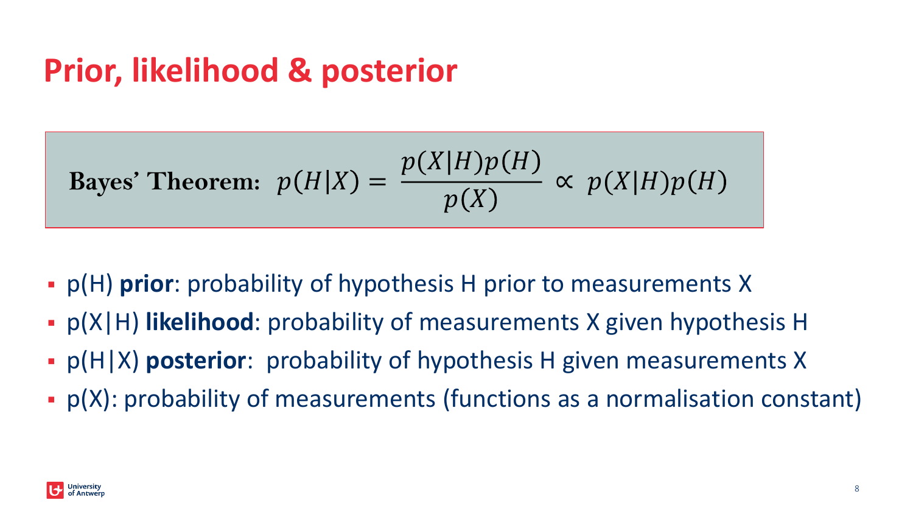# Prior, likelihood & posterior

**Bayes' Theorem:** $p(H|X) = \dfrac{p(X|H)p(H)}{p(X)} \propto p(X|H)p(H)$

- $p(H)$ **prior**: probability of hypothesis H prior to measurements X
- $p(X|H)$ **likelihood**: probability of measurements X given hypothesis H
- $p(H|X)$ **posterior**: probability of hypothesis H given measurements X
- $p(X)$: probability of measurements (functions as a normalisation constant)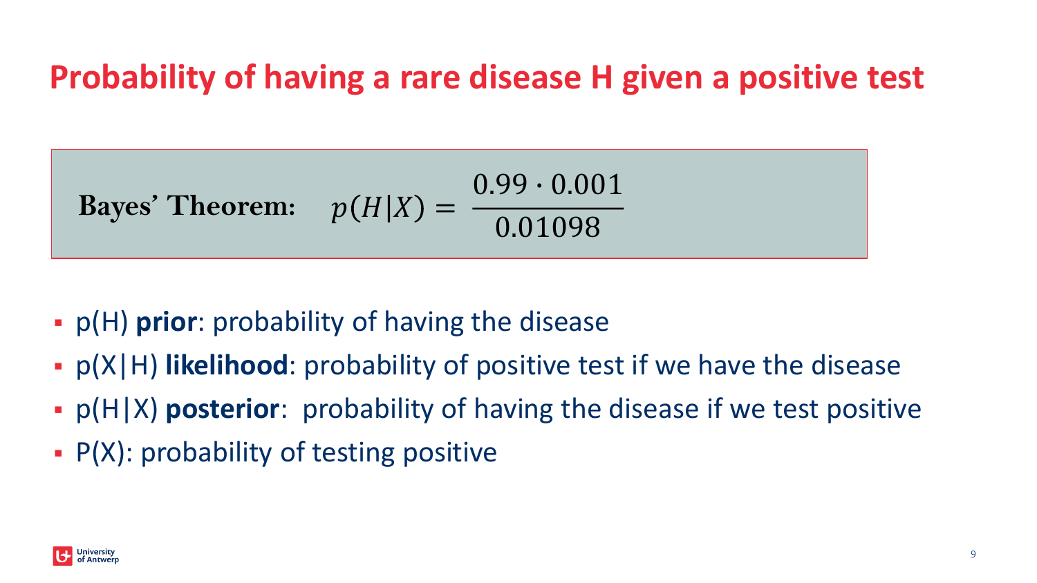# Probability of having a rare disease H given a positive test

**Bayes' Theorem:** $$p(H|X) = \frac{0.99 \cdot 0.001}{0.01098}$$

- p(H) **prior**: probability of having the disease
- p(X|H) **likelihood**: probability of positive test if we have the disease
- p(H|X) **posterior**: probability of having the disease if we test positive
- P(X): probability of testing positive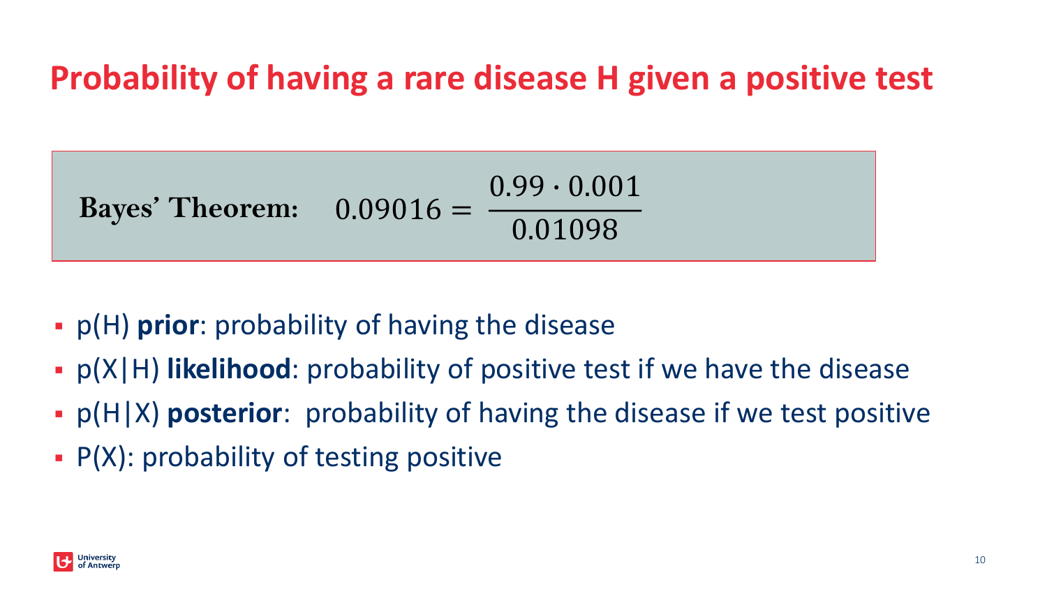# Probability of having a rare disease H given a positive test

**Bayes' Theorem:** $$0.09016 = \frac{0.99 \cdot 0.001}{0.01098}$$

- p(H) **prior**: probability of having the disease
- p(X|H) **likelihood**: probability of positive test if we have the disease
- p(H|X) **posterior**: probability of having the disease if we test positive
- P(X): probability of testing positive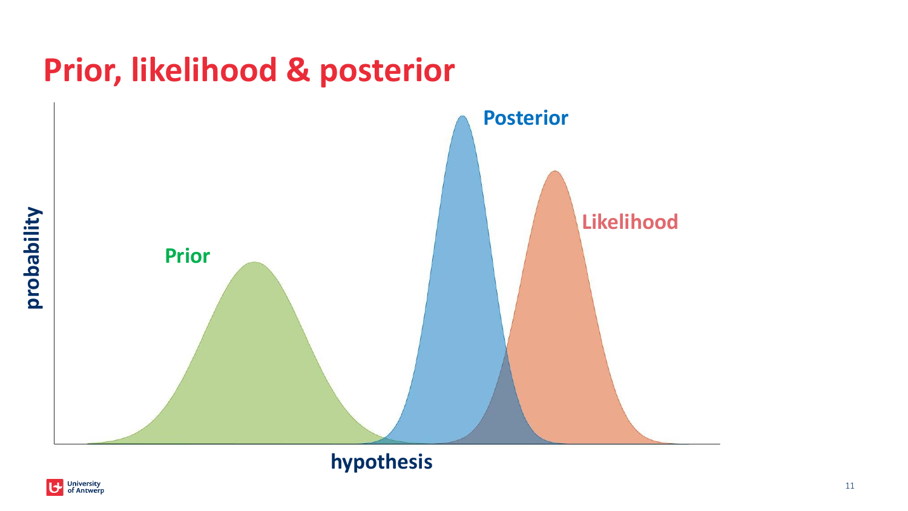# Prior, likelihood & posterior

Posterior

Likelihood

Prior

probability

hypothesis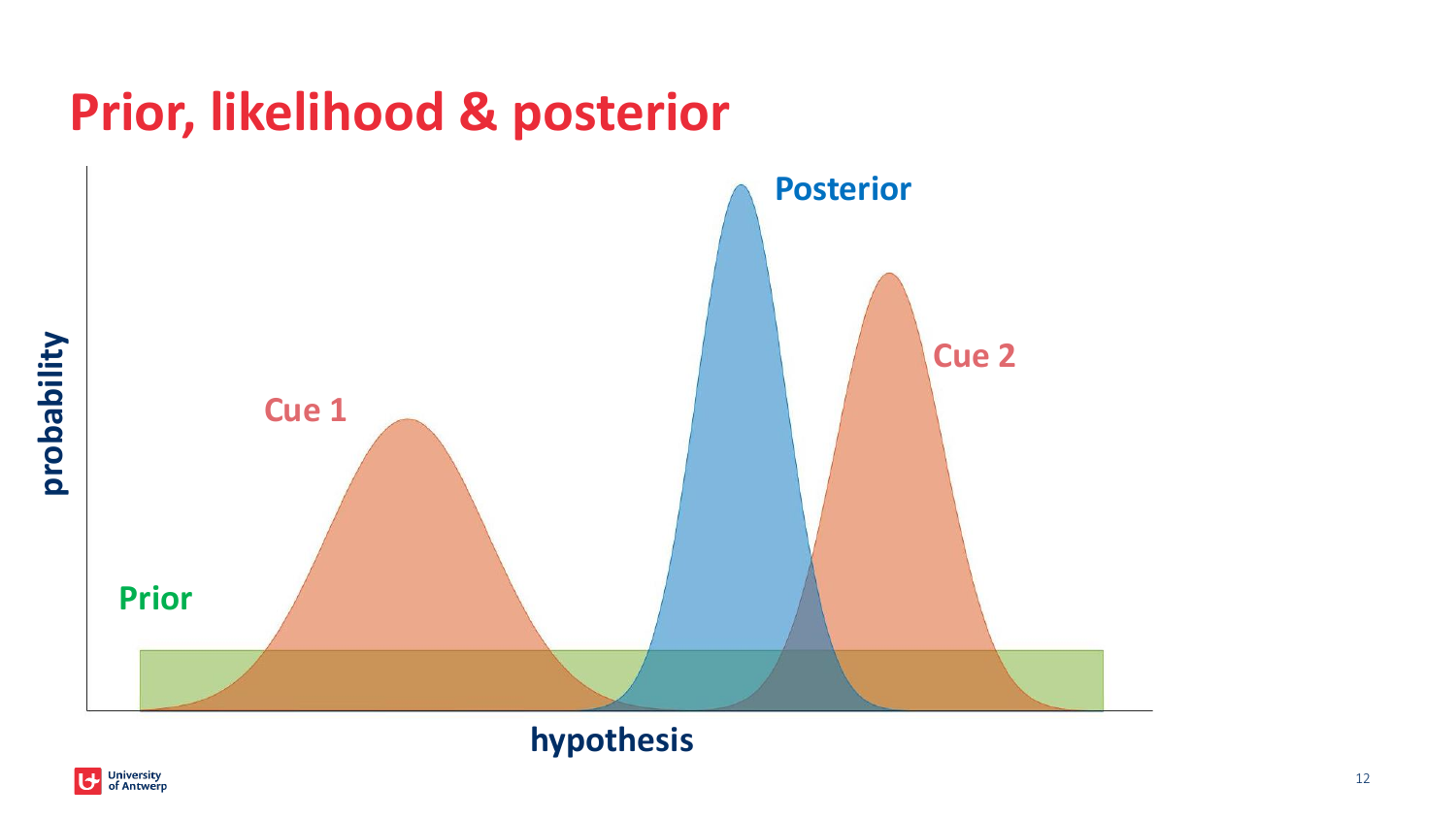# Prior, likelihood & posterior

Posterior

Cue 2

Cue 1

Prior

probability

hypothesis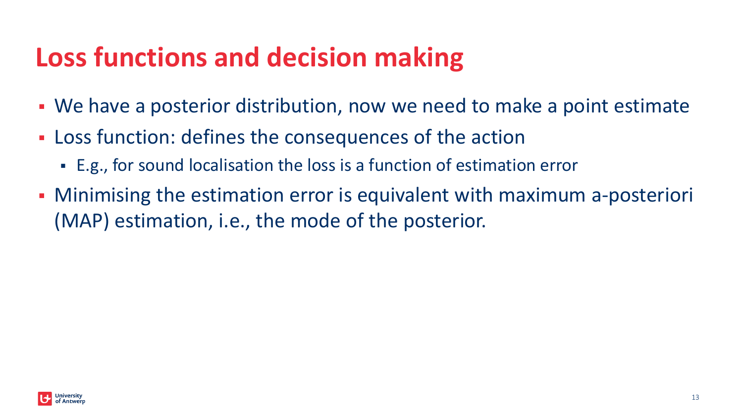# Loss functions and decision making

- We have a posterior distribution, now we need to make a point estimate
- Loss function: defines the consequences of the action
  - E.g., for sound localisation the loss is a function of estimation error
- Minimising the estimation error is equivalent with maximum a-posteriori (MAP) estimation, i.e., the mode of the posterior.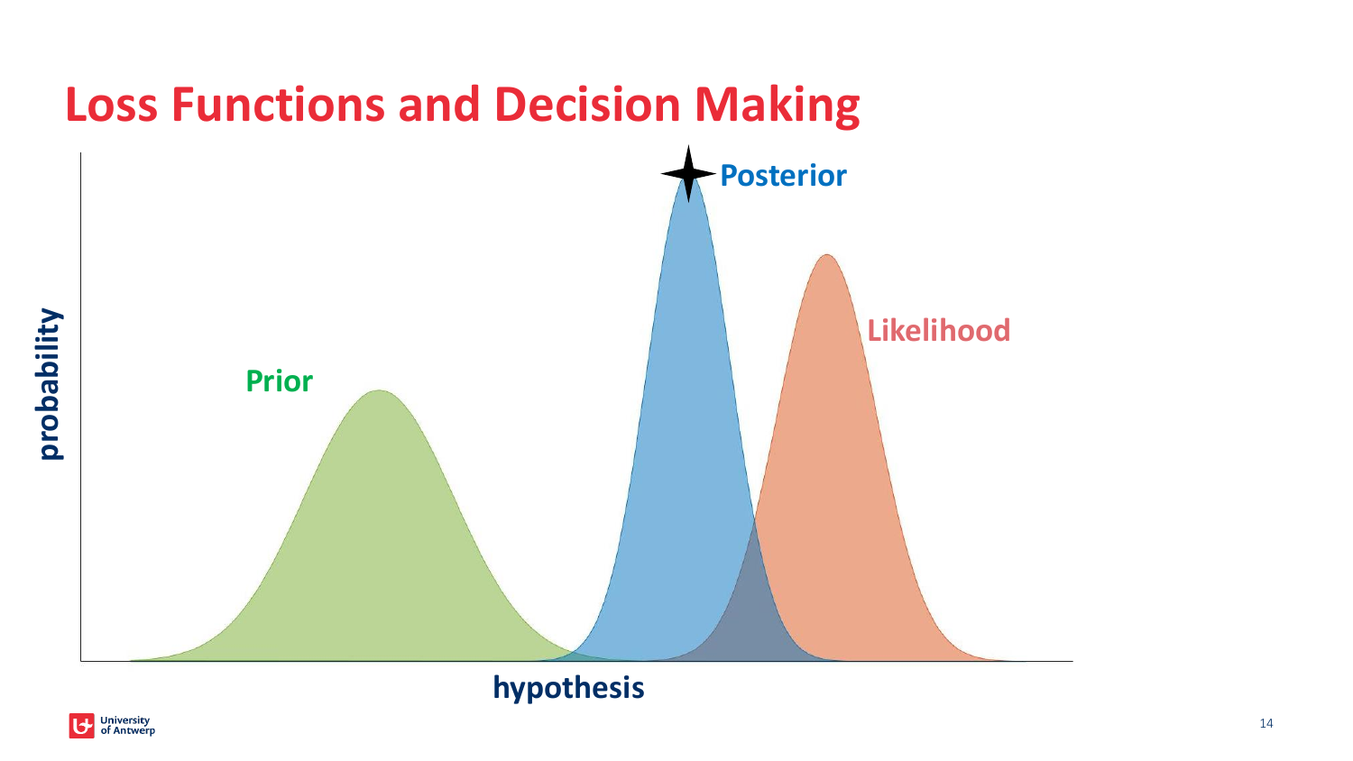# Loss Functions and Decision Making

Posterior

Likelihood

Prior

probability

hypothesis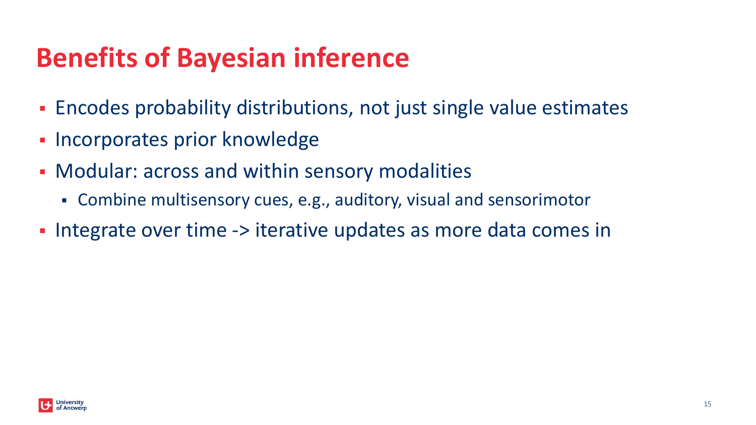# Benefits of Bayesian inference

- Encodes probability distributions, not just single value estimates
- Incorporates prior knowledge
- Modular: across and within sensory modalities
  - Combine multisensory cues, e.g., auditory, visual and sensorimotor
- Integrate over time -> iterative updates as more data comes in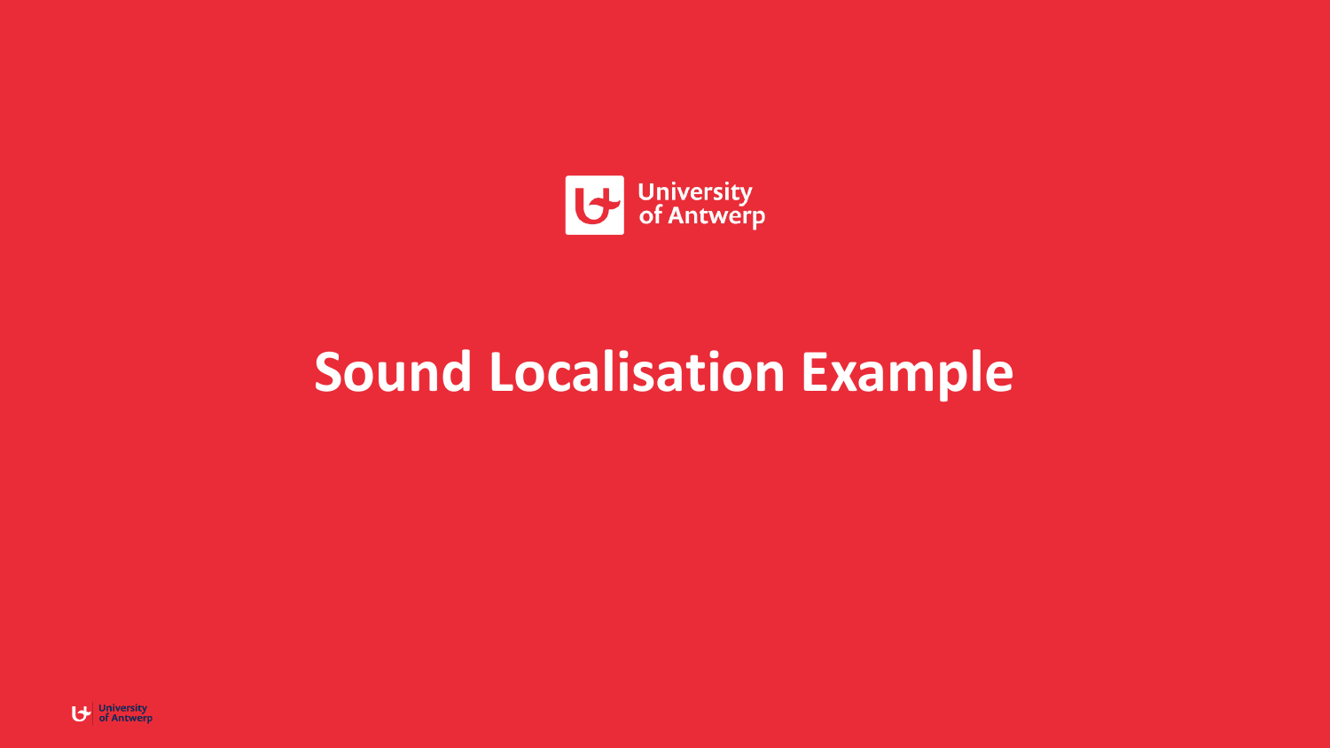# Sound Localisation Example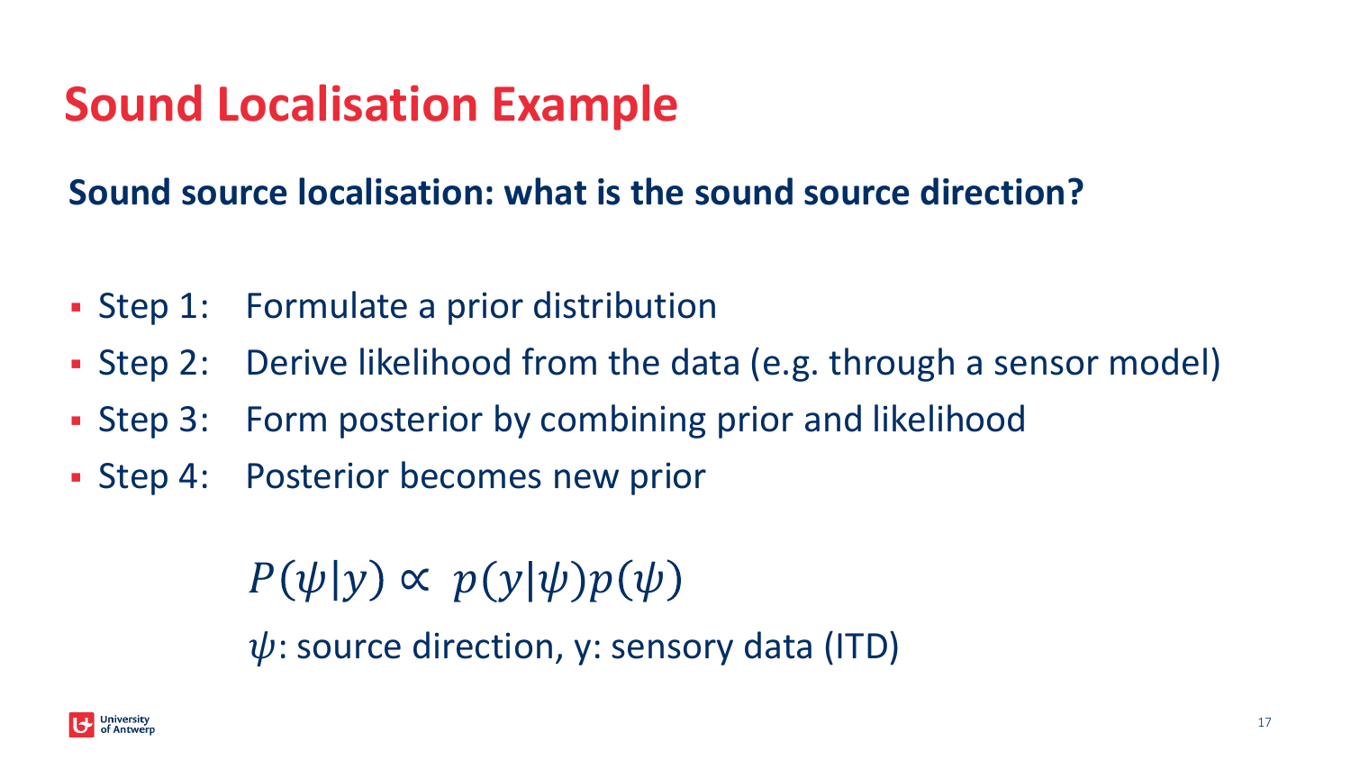# Sound Localisation Example

**Sound source localisation: what is the sound source direction?**

- Step 1: Formulate a prior distribution
- Step 2: Derive likelihood from the data (e.g. through a sensor model)
- Step 3: Form posterior by combining prior and likelihood
- Step 4: Posterior becomes new prior

$$P(\psi|y) \propto p(y|\psi)p(\psi)$$

$\psi$: source direction, y: sensory data (ITD)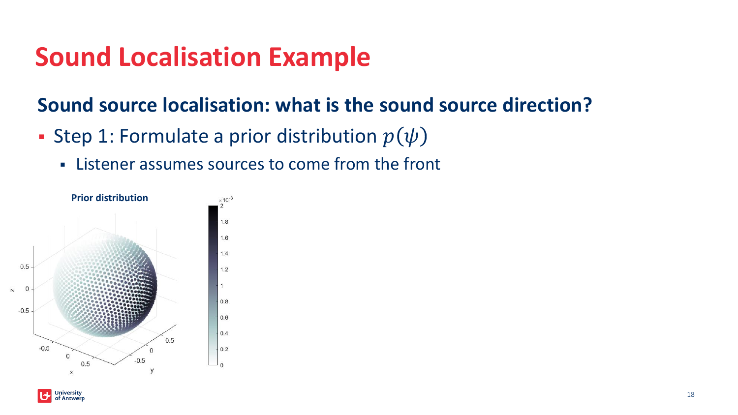# Sound Localisation Example

## Sound source localisation: what is the sound source direction?

- Step 1: Formulate a prior distribution $p(\psi)$
  - Listener assumes sources to come from the front

**Prior distribution**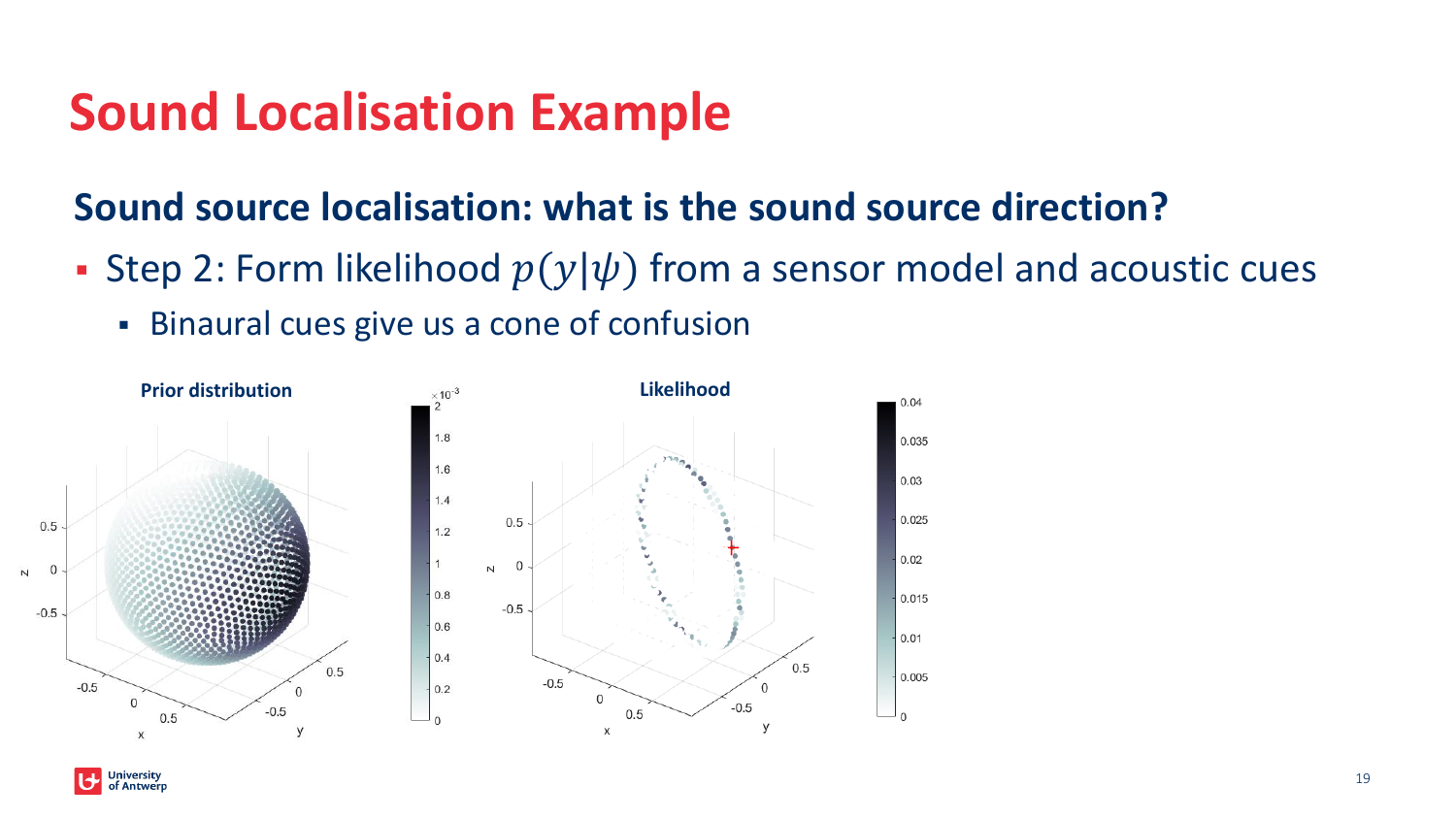# Sound Localisation Example

## Sound source localisation: what is the sound source direction?

- Step 2: Form likelihood $p(y|\psi)$ from a sensor model and acoustic cues
  - Binaural cues give us a cone of confusion

**Prior distribution**

**Likelihood**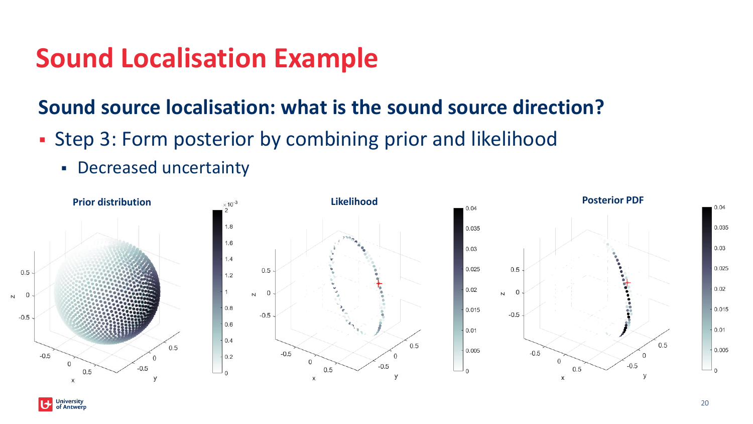# Sound Localisation Example

## Sound source localisation: what is the sound source direction?

- Step 3: Form posterior by combining prior and likelihood
  - Decreased uncertainty

**Prior distribution** **Likelihood** **Posterior PDF**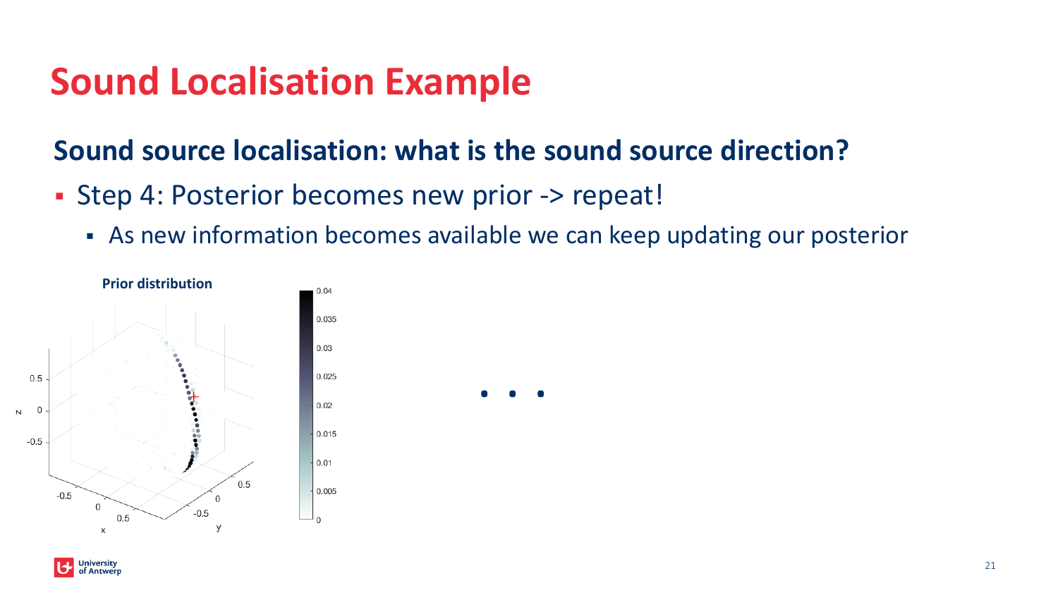# Sound Localisation Example

## Sound source localisation: what is the sound source direction?

- Step 4: Posterior becomes new prior -> repeat!
  - As new information becomes available we can keep updating our posterior

**Prior distribution**

. . .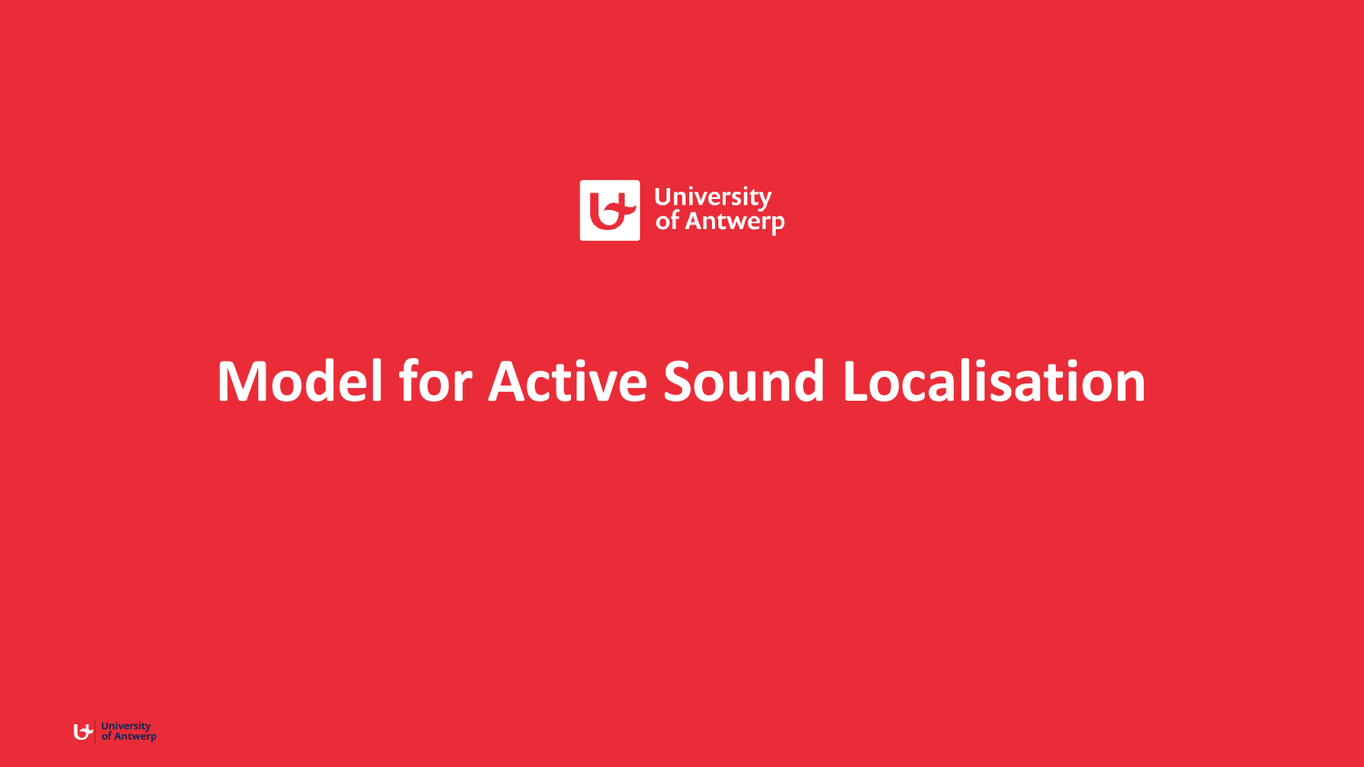# Model for Active Sound Localisation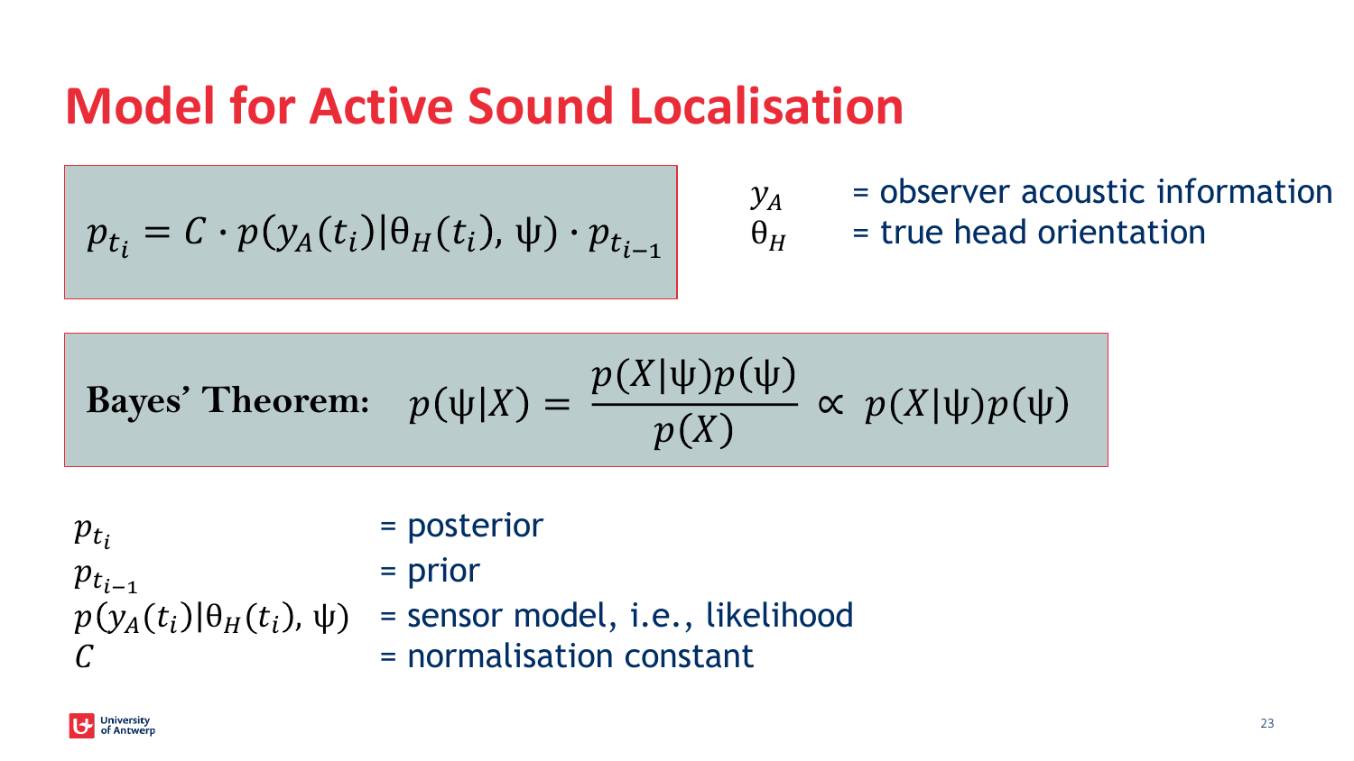# Model for Active Sound Localisation

$$p_{t_i} = C \cdot p(y_A(t_i) | \theta_H(t_i), \psi) \cdot p_{t_{i-1}}$$

$y_A$ = observer acoustic information

$\theta_H$ = true head orientation

$$\textbf{Bayes' Theorem:} \quad p(\psi | X) = \frac{p(X|\psi)p(\psi)}{p(X)} \propto p(X|\psi)p(\psi)$$

$p_{t_i}$ = posterior

$p_{t_{i-1}}$ = prior

$p(y_A(t_i) | \theta_H(t_i), \psi)$ = sensor model, i.e., likelihood

$C$ = normalisation constant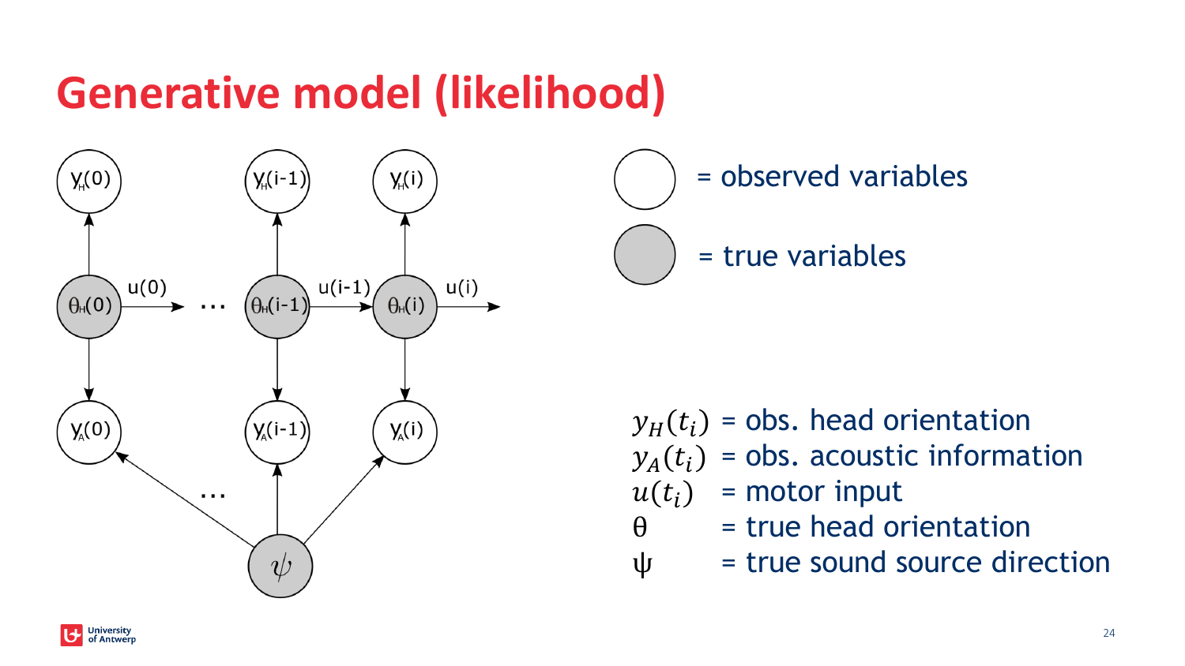# Generative model (likelihood)

= observed variables

= true variables

$y_H(t_i)$ = obs. head orientation
$y_A(t_i)$ = obs. acoustic information
$u(t_i)$ = motor input
$\theta$ = true head orientation
$\psi$ = true sound source direction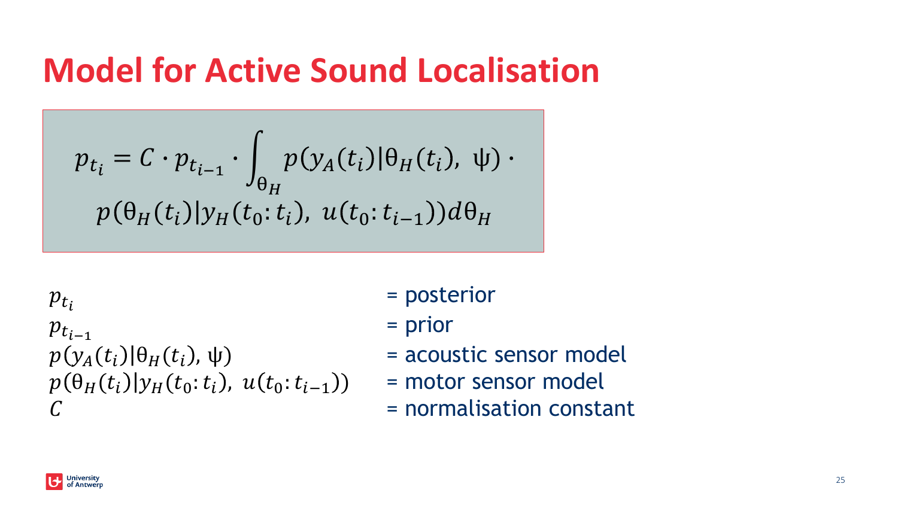# Model for Active Sound Localisation

$$
p_{t_i} = C \cdot p_{t_{i-1}} \cdot \int_{\theta_H} p(y_A(t_i) | \theta_H(t_i),\ \psi) \cdot p(\theta_H(t_i) | y_H(t_0\!:t_i),\ u(t_0\!:t_{i-1})) d\theta_H
$$

$p_{t_i}$ = posterior

$p_{t_{i-1}}$ = prior

$p(y_A(t_i) | \theta_H(t_i), \psi)$ = acoustic sensor model

$p(\theta_H(t_i) | y_H(t_0\!:t_i),\ u(t_0\!:t_{i-1}))$ = motor sensor model

$C$ = normalisation constant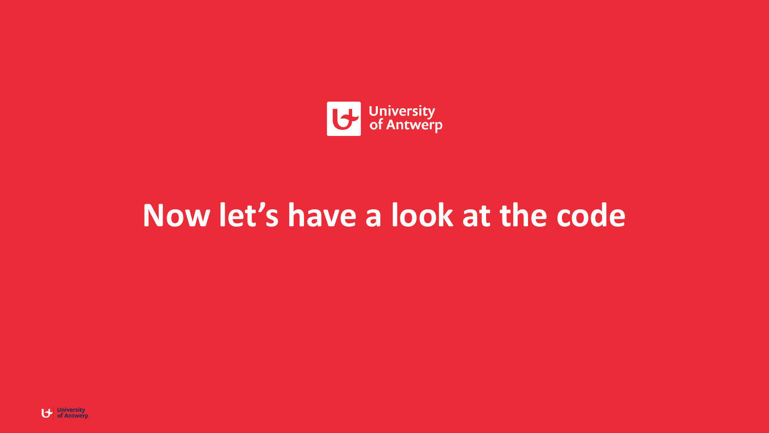# Now let's have a look at the code